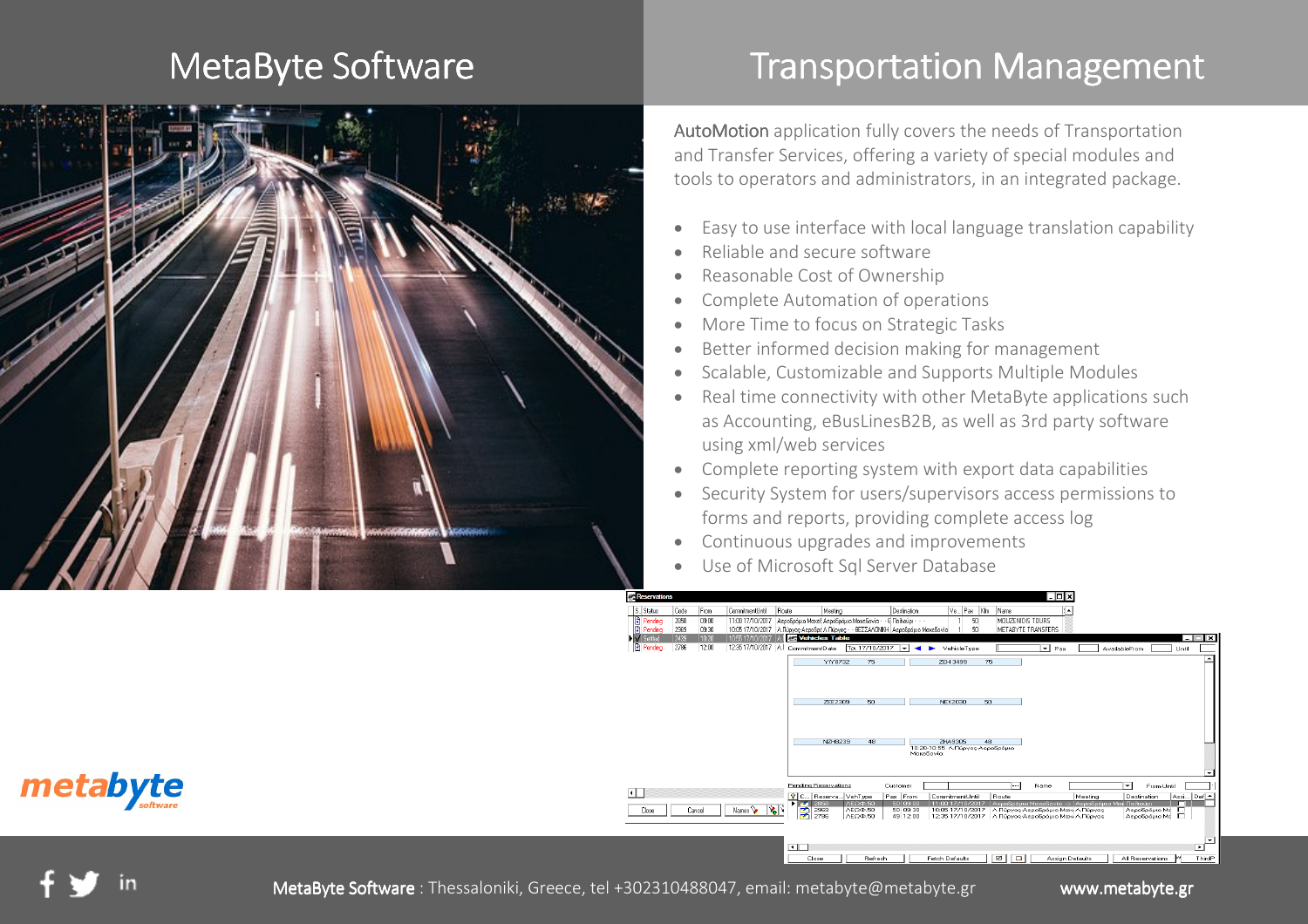# MetaByte Software

# Transportation Management

AutoMotion application fully covers the needs of Transportation and Transfer Services, offering a variety of special modules and tools to operators and administrators, in an integrated package.

- Easy to use interface with local language translation capability
- Reliable and secure software
- Reasonable Cost of Ownership
- Complete Automation of operations
- More Time to focus on Strategic Tasks
- Better informed decision making for management
- Scalable, Customizable and Supports Multiple Modules
- Real time connectivity with other MetaByte applications such as Accounting, eBusLinesB2B, as well as 3rd party software using xml/web services
- Complete reporting system with export data capabilities
- Security System for users/supervisors access permissions to forms and reports, providing complete access log
- Continuous upgrades and improvements
- Use of Microsoft Sql Server Database

MetaByte Software : Thessaloniki, Greece, tel +302310488047, email: metabyte@metabyte.gr www.metabyte.gr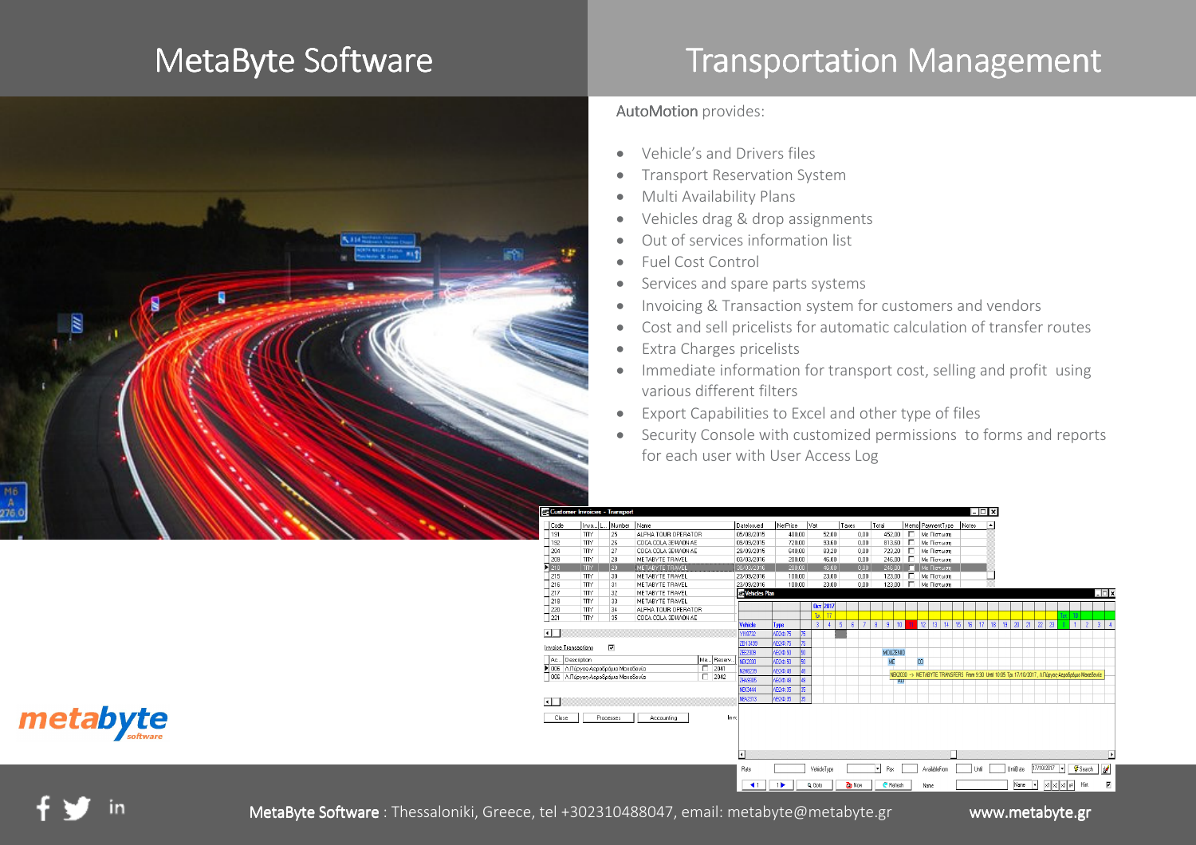# MetaByte Software

## Transportation Management

AutoMotion provides:

- Vehicle's and Drivers files
- Transport Reservation System
- Multi Availability Plans
- Vehicles drag & drop assignments
- Out of services information list
- Fuel Cost Control
- Services and spare parts systems
- Invoicing & Transaction system for customers and vendors
- Cost and sell pricelists for automatic calculation of transfer routes
- Extra Charges pricelists
- Immediate information for transport cost, selling and profit using various different filters
- Export Capabilities to Excel and other type of files
- Security Console with customized permissions to forms and reports for each user with User Access Log

metabyte software

MetaByte Software : Thessaloniki, Greece, tel +302310488047, email: metabyte@metabyte.gr

www.metabyte.gr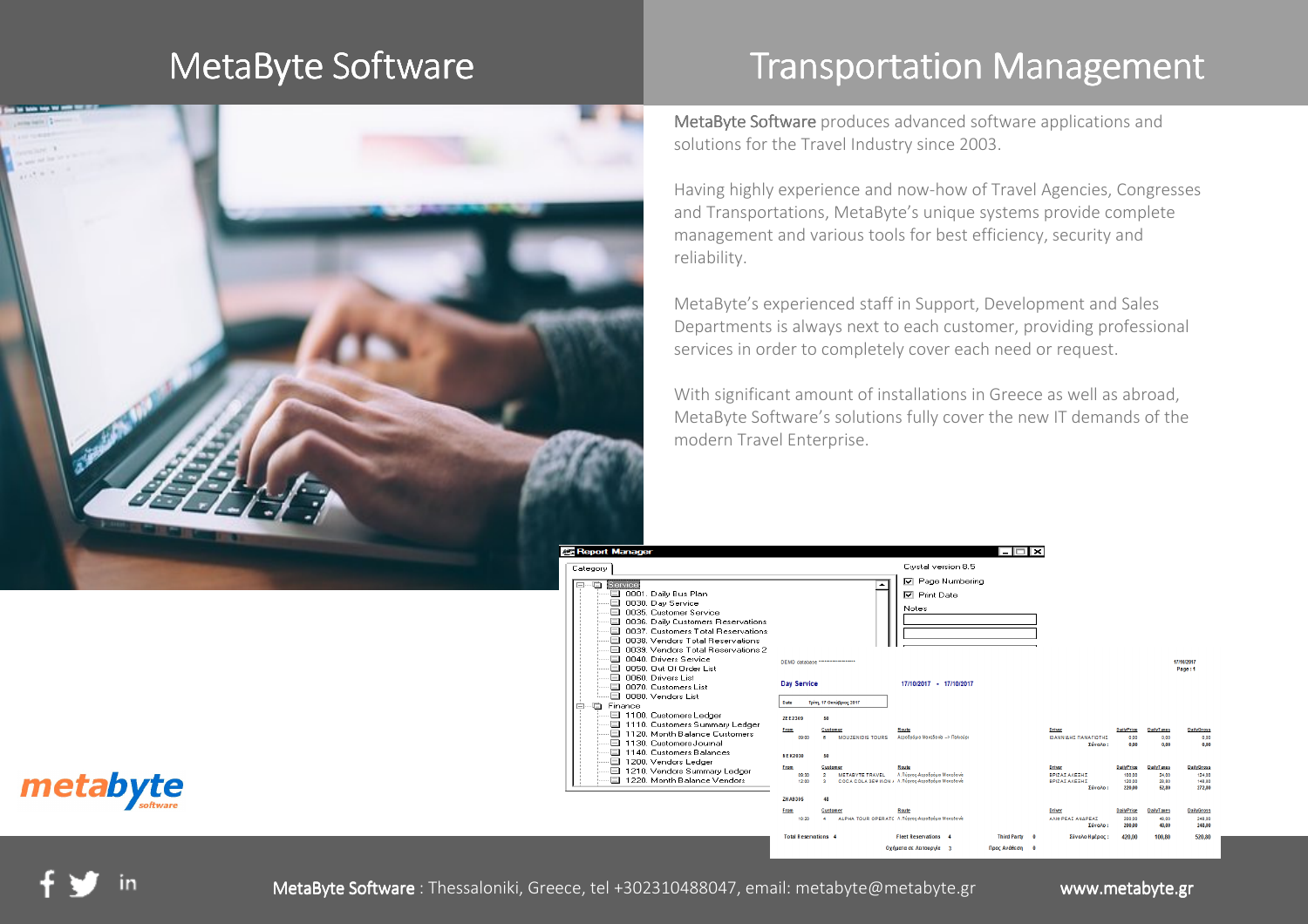# MetaByte Software

# Transportation Management

**MetaByte Software** produces advanced software applications and solutions for the Travel Industry since 2003.

Having highly experience and now-how of Travel Agencies, Congresses and Transportations, MetaByte's unique systems provide complete management and various tools for best efficiency, security and reliability.

MetaByte's experienced staff in Support, Development and Sales Departments is always next to each customer, providing professional services in order to completely cover each need or request.

With significant amount of installations in Greece as well as abroad, MetaByte Software's solutions fully cover the new IT demands of the modern Travel Enterprise.

**MetaByte Software** : Thessaloniki, Greece, tel +302310488047, email: metabyte@metabyte.gr

**www.metabyte.gr**